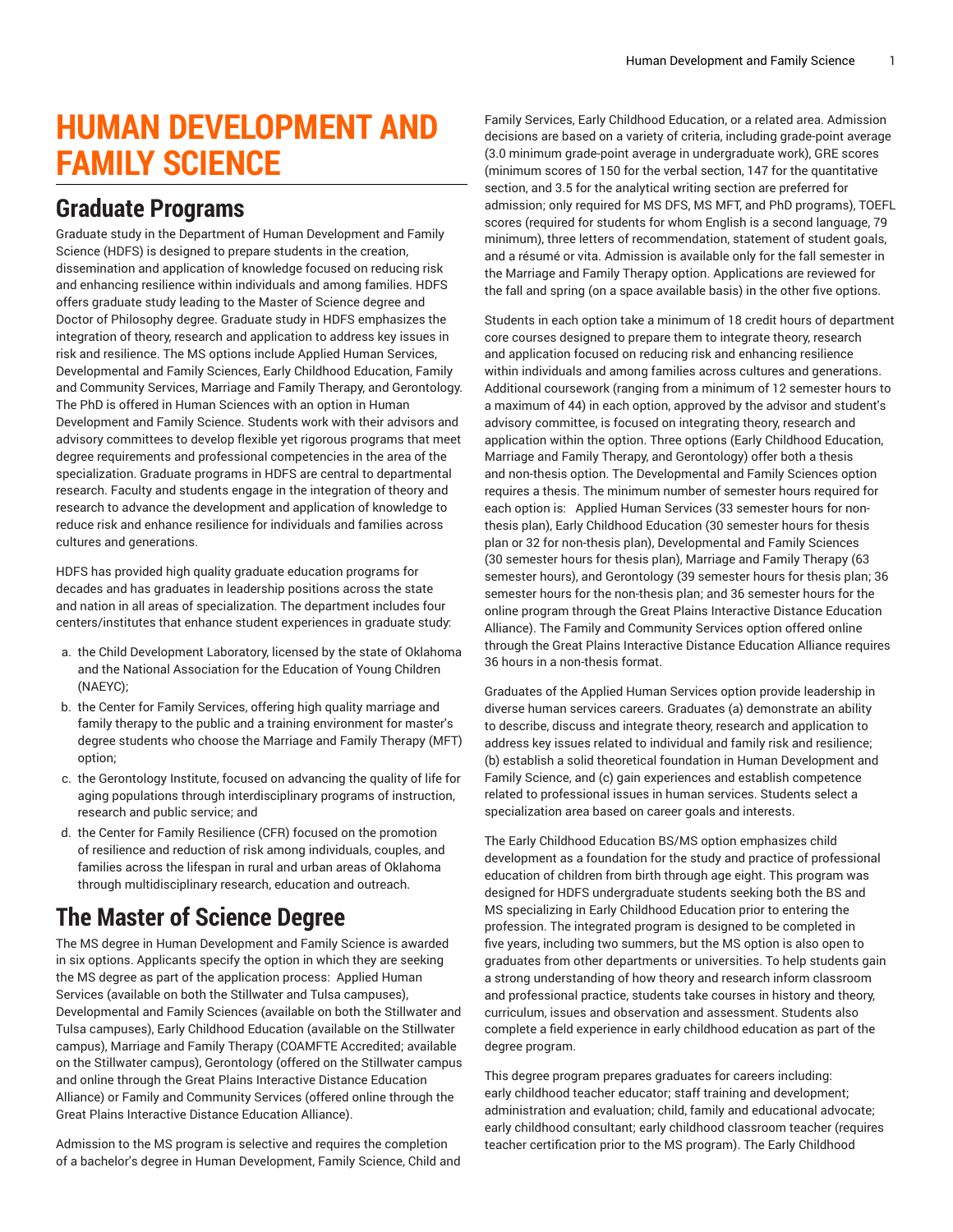# HUMAN DEVELOPMENT AND FAMILY SCIENCE

## Graduate Programs

Graduate study in the Department of Human Development and Family Science (HDFS) is designed to prepare students in the creation, dissemination and application of knowledge focused on reducing risk and enhancing resilience within individuals and among families. HDFS offers graduate study leading to the Master of Science degree and Doctor of Philosophy degree. Graduate study in HDFS emphasizes the integration of theory, research and application to address key issues in risk and resilience. The MS options include Applied Human Services, Developmental and Family Sciences, Early Childhood Education, Family and Community Services, Marriage and Family Therapy, and Gerontology. The PhD is offered in Human Sciences with an option in Human Development and Family Science. Students work with their advisors and advisory committees to develop flexible yet rigorous programs that meet degree requirements and professional competencies in the area of the specialization. Graduate programs in HDFS are central to departmental research. Faculty and students engage in the integration of theory and research to advance the development and application of knowledge to reduce risk and enhance resilience for individuals and families across cultures and generations.

HDFS has provided high quality graduate education programs for decades and has graduates in leadership positions across the state and nation in all areas of specialization. The department includes four centers/institutes that enhance student experiences in graduate study:

a. the Child Development Laboratory, licensed by the state of Oklahoma and the National Association for the Education of Young Children (NAEYC);
b. the Center for Family Services, offering high quality marriage and family therapy to the public and a training environment for master's degree students who choose the Marriage and Family Therapy (MFT) option;
c. the Gerontology Institute, focused on advancing the quality of life for aging populations through interdisciplinary programs of instruction, research and public service; and
d. the Center for Family Resilience (CFR) focused on the promotion of resilience and reduction of risk among individuals, couples, and families across the lifespan in rural and urban areas of Oklahoma through multidisciplinary research, education and outreach.

## The Master of Science Degree

The MS degree in Human Development and Family Science is awarded in six options. Applicants specify the option in which they are seeking the MS degree as part of the application process: Applied Human Services (available on both the Stillwater and Tulsa campuses), Developmental and Family Sciences (available on both the Stillwater and Tulsa campuses), Early Childhood Education (available on the Stillwater campus), Marriage and Family Therapy (COAMFTE Accredited; available on the Stillwater campus), Gerontology (offered on the Stillwater campus and online through the Great Plains Interactive Distance Education Alliance) or Family and Community Services (offered online through the Great Plains Interactive Distance Education Alliance).

Admission to the MS program is selective and requires the completion of a bachelor's degree in Human Development, Family Science, Child and Family Services, Early Childhood Education, or a related area. Admission decisions are based on a variety of criteria, including grade-point average (3.0 minimum grade-point average in undergraduate work), GRE scores (minimum scores of 150 for the verbal section, 147 for the quantitative section, and 3.5 for the analytical writing section are preferred for admission; only required for MS DFS, MS MFT, and PhD programs), TOEFL scores (required for students for whom English is a second language, 79 minimum), three letters of recommendation, statement of student goals, and a résumé or vita. Admission is available only for the fall semester in the Marriage and Family Therapy option. Applications are reviewed for the fall and spring (on a space available basis) in the other five options.

Students in each option take a minimum of 18 credit hours of department core courses designed to prepare them to integrate theory, research and application focused on reducing risk and enhancing resilience within individuals and among families across cultures and generations. Additional coursework (ranging from a minimum of 12 semester hours to a maximum of 44) in each option, approved by the advisor and student's advisory committee, is focused on integrating theory, research and application within the option. Three options (Early Childhood Education, Marriage and Family Therapy, and Gerontology) offer both a thesis and non-thesis option. The Developmental and Family Sciences option requires a thesis. The minimum number of semester hours required for each option is: Applied Human Services (33 semester hours for non-thesis plan), Early Childhood Education (30 semester hours for thesis plan or 32 for non-thesis plan), Developmental and Family Sciences (30 semester hours for thesis plan), Marriage and Family Therapy (63 semester hours), and Gerontology (39 semester hours for thesis plan; 36 semester hours for the non-thesis plan; and 36 semester hours for the online program through the Great Plains Interactive Distance Education Alliance). The Family and Community Services option offered online through the Great Plains Interactive Distance Education Alliance requires 36 hours in a non-thesis format.

Graduates of the Applied Human Services option provide leadership in diverse human services careers. Graduates (a) demonstrate an ability to describe, discuss and integrate theory, research and application to address key issues related to individual and family risk and resilience; (b) establish a solid theoretical foundation in Human Development and Family Science, and (c) gain experiences and establish competence related to professional issues in human services. Students select a specialization area based on career goals and interests.

The Early Childhood Education BS/MS option emphasizes child development as a foundation for the study and practice of professional education of children from birth through age eight. This program was designed for HDFS undergraduate students seeking both the BS and MS specializing in Early Childhood Education prior to entering the profession. The integrated program is designed to be completed in five years, including two summers, but the MS option is also open to graduates from other departments or universities. To help students gain a strong understanding of how theory and research inform classroom and professional practice, students take courses in history and theory, curriculum, issues and observation and assessment. Students also complete a field experience in early childhood education as part of the degree program.

This degree program prepares graduates for careers including: early childhood teacher educator; staff training and development; administration and evaluation; child, family and educational advocate; early childhood consultant; early childhood classroom teacher (requires teacher certification prior to the MS program). The Early Childhood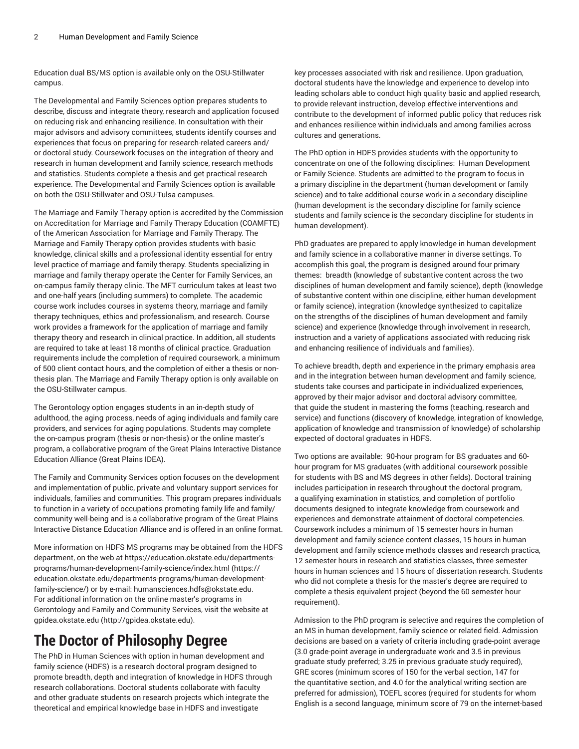Education dual BS/MS option is available only on the OSU-Stillwater campus.

The Developmental and Family Sciences option prepares students to describe, discuss and integrate theory, research and application focused on reducing risk and enhancing resilience. In consultation with their major advisors and advisory committees, students identify courses and experiences that focus on preparing for research-related careers and/or doctoral study. Coursework focuses on the integration of theory and research in human development and family science, research methods and statistics. Students complete a thesis and get practical research experience. The Developmental and Family Sciences option is available on both the OSU-Stillwater and OSU-Tulsa campuses.

The Marriage and Family Therapy option is accredited by the Commission on Accreditation for Marriage and Family Therapy Education (COAMFTE) of the American Association for Marriage and Family Therapy. The Marriage and Family Therapy option provides students with basic knowledge, clinical skills and a professional identity essential for entry level practice of marriage and family therapy. Students specializing in marriage and family therapy operate the Center for Family Services, an on-campus family therapy clinic. The MFT curriculum takes at least two and one-half years (including summers) to complete. The academic course work includes courses in systems theory, marriage and family therapy techniques, ethics and professionalism, and research. Course work provides a framework for the application of marriage and family therapy theory and research in clinical practice. In addition, all students are required to take at least 18 months of clinical practice. Graduation requirements include the completion of required coursework, a minimum of 500 client contact hours, and the completion of either a thesis or non-thesis plan. The Marriage and Family Therapy option is only available on the OSU-Stillwater campus.

The Gerontology option engages students in an in-depth study of adulthood, the aging process, needs of aging individuals and family care providers, and services for aging populations. Students may complete the on-campus program (thesis or non-thesis) or the online master's program, a collaborative program of the Great Plains Interactive Distance Education Alliance (Great Plains IDEA).

The Family and Community Services option focuses on the development and implementation of public, private and voluntary support services for individuals, families and communities. This program prepares individuals to function in a variety of occupations promoting family life and family/community well-being and is a collaborative program of the Great Plains Interactive Distance Education Alliance and is offered in an online format.

More information on HDFS MS programs may be obtained from the HDFS department, on the web at https://education.okstate.edu/departments-programs/human-development-family-science/index.html (https://education.okstate.edu/departments-programs/human-development-family-science/) or by e-mail: humansciences.hdfs@okstate.edu. For additional information on the online master's programs in Gerontology and Family and Community Services, visit the website at gpidea.okstate.edu (http://gpidea.okstate.edu).

# The Doctor of Philosophy Degree

The PhD in Human Sciences with option in human development and family science (HDFS) is a research doctoral program designed to promote breadth, depth and integration of knowledge in HDFS through research collaborations. Doctoral students collaborate with faculty and other graduate students on research projects which integrate the theoretical and empirical knowledge base in HDFS and investigate key processes associated with risk and resilience. Upon graduation, doctoral students have the knowledge and experience to develop into leading scholars able to conduct high quality basic and applied research, to provide relevant instruction, develop effective interventions and contribute to the development of informed public policy that reduces risk and enhances resilience within individuals and among families across cultures and generations.

The PhD option in HDFS provides students with the opportunity to concentrate on one of the following disciplines: Human Development or Family Science. Students are admitted to the program to focus in a primary discipline in the department (human development or family science) and to take additional course work in a secondary discipline (human development is the secondary discipline for family science students and family science is the secondary discipline for students in human development).

PhD graduates are prepared to apply knowledge in human development and family science in a collaborative manner in diverse settings. To accomplish this goal, the program is designed around four primary themes: breadth (knowledge of substantive content across the two disciplines of human development and family science), depth (knowledge of substantive content within one discipline, either human development or family science), integration (knowledge synthesized to capitalize on the strengths of the disciplines of human development and family science) and experience (knowledge through involvement in research, instruction and a variety of applications associated with reducing risk and enhancing resilience of individuals and families).

To achieve breadth, depth and experience in the primary emphasis area and in the integration between human development and family science, students take courses and participate in individualized experiences, approved by their major advisor and doctoral advisory committee, that guide the student in mastering the forms (teaching, research and service) and functions (discovery of knowledge, integration of knowledge, application of knowledge and transmission of knowledge) of scholarship expected of doctoral graduates in HDFS.

Two options are available: 90-hour program for BS graduates and 60-hour program for MS graduates (with additional coursework possible for students with BS and MS degrees in other fields). Doctoral training includes participation in research throughout the doctoral program, a qualifying examination in statistics, and completion of portfolio documents designed to integrate knowledge from coursework and experiences and demonstrate attainment of doctoral competencies. Coursework includes a minimum of 15 semester hours in human development and family science content classes, 15 hours in human development and family science methods classes and research practica, 12 semester hours in research and statistics classes, three semester hours in human sciences and 15 hours of dissertation research. Students who did not complete a thesis for the master's degree are required to complete a thesis equivalent project (beyond the 60 semester hour requirement).

Admission to the PhD program is selective and requires the completion of an MS in human development, family science or related field. Admission decisions are based on a variety of criteria including grade-point average (3.0 grade-point average in undergraduate work and 3.5 in previous graduate study preferred; 3.25 in previous graduate study required), GRE scores (minimum scores of 150 for the verbal section, 147 for the quantitative section, and 4.0 for the analytical writing section are preferred for admission), TOEFL scores (required for students for whom English is a second language, minimum score of 79 on the internet-based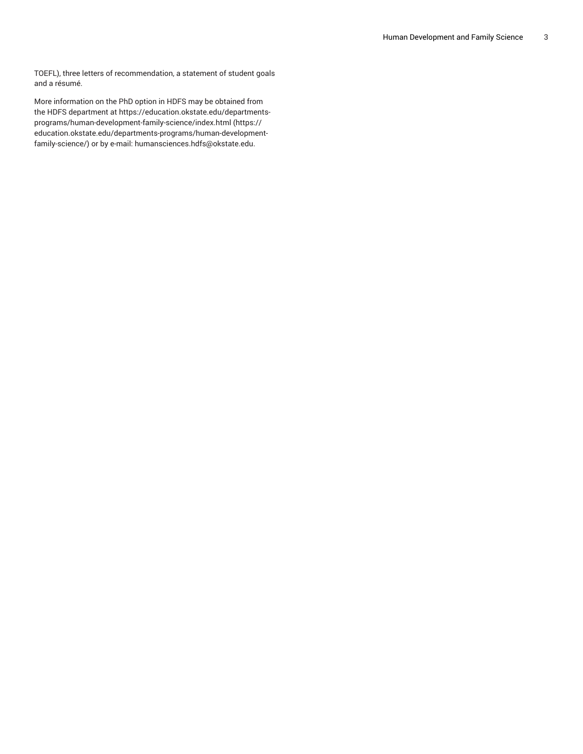TOEFL), three letters of recommendation, a statement of student goals and a résumé.

More information on the PhD option in HDFS may be obtained from the HDFS department at https://education.okstate.edu/departments-programs/human-development-family-science/index.html (https://education.okstate.edu/departments-programs/human-development-family-science/) or by e-mail: humansciences.hdfs@okstate.edu.